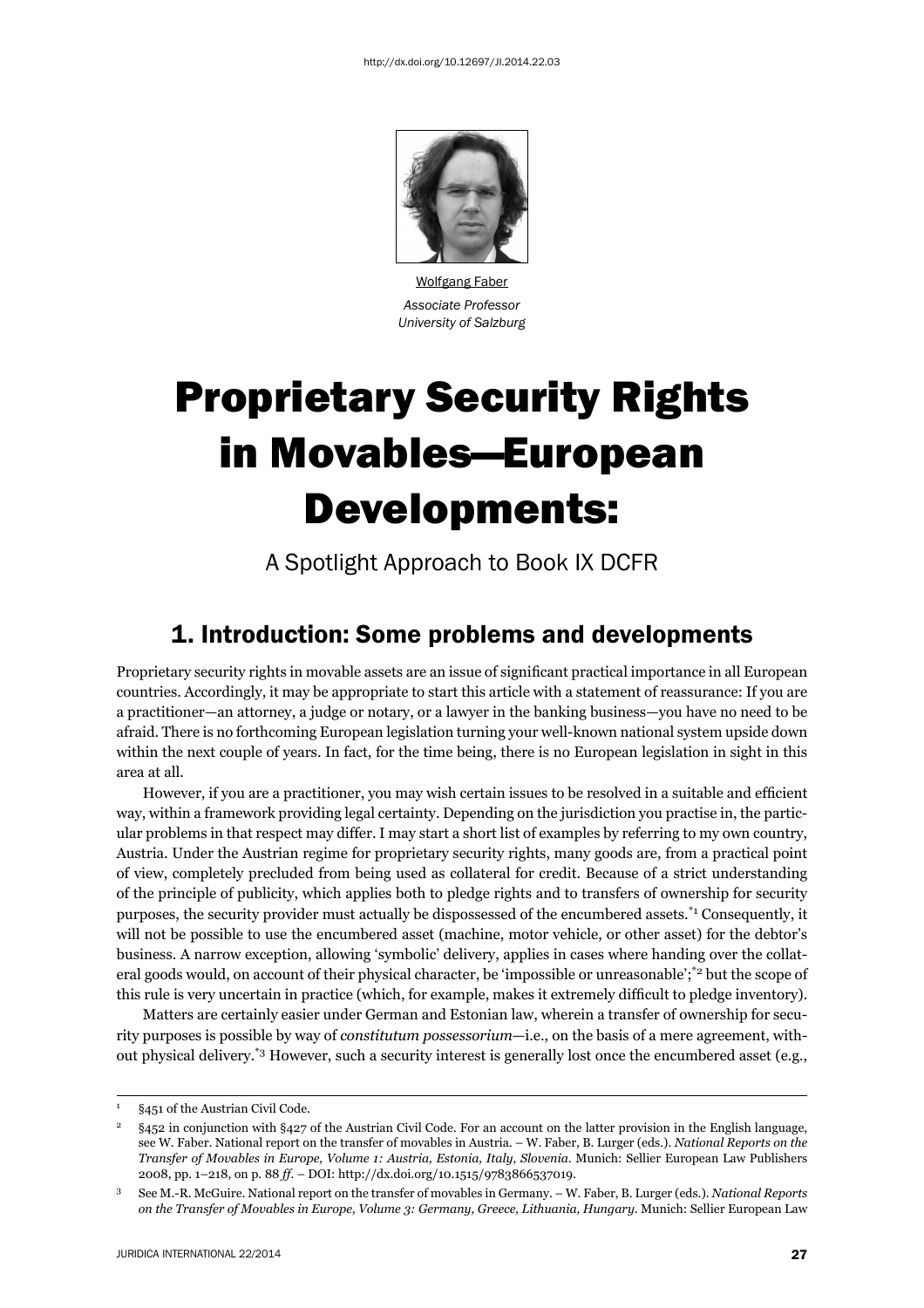http://dx.doi.org/10.12697/JI.2014.22.03

Wolfgang Faber
*Associate Professor*
*University of Salzburg*

# Proprietary Security Rights in Movables—European Developments:

A Spotlight Approach to Book IX DCFR

## 1. Introduction: Some problems and developments

Proprietary security rights in movable assets are an issue of significant practical importance in all European countries. Accordingly, it may be appropriate to start this article with a statement of reassurance: If you are a practitioner—an attorney, a judge or notary, or a lawyer in the banking business—you have no need to be afraid. There is no forthcoming European legislation turning your well-known national system upside down within the next couple of years. In fact, for the time being, there is no European legislation in sight in this area at all.

However, if you are a practitioner, you may wish certain issues to be resolved in a suitable and efficient way, within a framework providing legal certainty. Depending on the jurisdiction you practise in, the particular problems in that respect may differ. I may start a short list of examples by referring to my own country, Austria. Under the Austrian regime for proprietary security rights, many goods are, from a practical point of view, completely precluded from being used as collateral for credit. Because of a strict understanding of the principle of publicity, which applies both to pledge rights and to transfers of ownership for security purposes, the security provider must actually be dispossessed of the encumbered assets.[*1] Consequently, it will not be possible to use the encumbered asset (machine, motor vehicle, or other asset) for the debtor's business. A narrow exception, allowing 'symbolic' delivery, applies in cases where handing over the collateral goods would, on account of their physical character, be 'impossible or unreasonable';[*2] but the scope of this rule is very uncertain in practice (which, for example, makes it extremely difficult to pledge inventory).

Matters are certainly easier under German and Estonian law, wherein a transfer of ownership for security purposes is possible by way of *constitutum possessorium*—i.e., on the basis of a mere agreement, without physical delivery.[*3] However, such a security interest is generally lost once the encumbered asset (e.g.,

---

[1] §451 of the Austrian Civil Code.

[2] §452 in conjunction with §427 of the Austrian Civil Code. For an account on the latter provision in the English language, see W. Faber. National report on the transfer of movables in Austria. – W. Faber, B. Lurger (eds.). *National Reports on the Transfer of Movables in Europe, Volume 1: Austria, Estonia, Italy, Slovenia*. Munich: Sellier European Law Publishers 2008, pp. 1–218, on p. 88 *ff*. – DOI: http://dx.doi.org/10.1515/9783866537019.

[3] See M.-R. McGuire. National report on the transfer of movables in Germany. – W. Faber, B. Lurger (eds.). *National Reports on the Transfer of Movables in Europe, Volume 3: Germany, Greece, Lithuania, Hungary*. Munich: Sellier European Law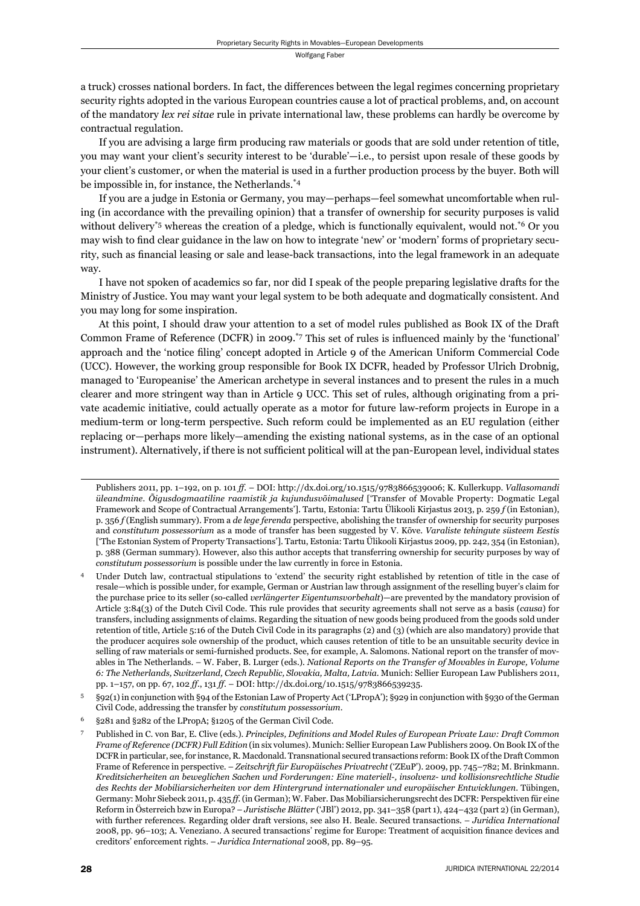a truck) crosses national borders. In fact, the differences between the legal regimes concerning proprietary security rights adopted in the various European countries cause a lot of practical problems, and, on account of the mandatory *lex rei sitae* rule in private international law, these problems can hardly be overcome by contractual regulation.

If you are advising a large firm producing raw materials or goods that are sold under retention of title, you may want your client's security interest to be 'durable'—i.e., to persist upon resale of these goods by your client's customer, or when the material is used in a further production process by the buyer. Both will be impossible in, for instance, the Netherlands.[*4]

If you are a judge in Estonia or Germany, you may—perhaps—feel somewhat uncomfortable when ruling (in accordance with the prevailing opinion) that a transfer of ownership for security purposes is valid without delivery[*5] whereas the creation of a pledge, which is functionally equivalent, would not.[*6] Or you may wish to find clear guidance in the law on how to integrate 'new' or 'modern' forms of proprietary security, such as financial leasing or sale and lease-back transactions, into the legal framework in an adequate way.

I have not spoken of academics so far, nor did I speak of the people preparing legislative drafts for the Ministry of Justice. You may want your legal system to be both adequate and dogmatically consistent. And you may long for some inspiration.

At this point, I should draw your attention to a set of model rules published as Book IX of the Draft Common Frame of Reference (DCFR) in 2009.[*7] This set of rules is influenced mainly by the 'functional' approach and the 'notice filing' concept adopted in Article 9 of the American Uniform Commercial Code (UCC). However, the working group responsible for Book IX DCFR, headed by Professor Ulrich Drobnig, managed to 'Europeanise' the American archetype in several instances and to present the rules in a much clearer and more stringent way than in Article 9 UCC. This set of rules, although originating from a private academic initiative, could actually operate as a motor for future law-reform projects in Europe in a medium-term or long-term perspective. Such reform could be implemented as an EU regulation (either replacing or—perhaps more likely—amending the existing national systems, as in the case of an optional instrument). Alternatively, if there is not sufficient political will at the pan-European level, individual states

---

Publishers 2011, pp. 1–192, on p. 101 *ff*. – DOI: http://dx.doi.org/10.1515/9783866539006; K. Kullerkupp. *Vallasomandi üleandmine. Õigusdogmaatiline raamistik ja kujundusvõimalused* ['Transfer of Movable Property: Dogmatic Legal Framework and Scope of Contractual Arrangements']. Tartu, Estonia: Tartu Ülikooli Kirjastus 2013, p. 259 *f* (in Estonian), p. 356 *f* (English summary). From a *de lege ferenda* perspective, abolishing the transfer of ownership for security purposes and *constitutum possessorium* as a mode of transfer has been suggested by V. Kõve. *Varaliste tehingute süsteem Eestis* ['The Estonian System of Property Transactions']. Tartu, Estonia: Tartu Ülikooli Kirjastus 2009, pp. 242, 354 (in Estonian), p. 388 (German summary). However, also this author accepts that transferring ownership for security purposes by way of *constitutum possessorium* is possible under the law currently in force in Estonia.

[4] Under Dutch law, contractual stipulations to 'extend' the security right established by retention of title in the case of resale—which is possible under, for example, German or Austrian law through assignment of the reselling buyer's claim for the purchase price to its seller (so-called *verlängerter Eigentumsvorbehalt*)—are prevented by the mandatory provision of Article 3:84(3) of the Dutch Civil Code. This rule provides that security agreements shall not serve as a basis (*causa*) for transfers, including assignments of claims. Regarding the situation of new goods being produced from the goods sold under retention of title, Article 5:16 of the Dutch Civil Code in its paragraphs (2) and (3) (which are also mandatory) provide that the producer acquires sole ownership of the product, which causes retention of title to be an unsuitable security device in selling of raw materials or semi-furnished products. See, for example, A. Salomons. National report on the transfer of movables in The Netherlands. – W. Faber, B. Lurger (eds.). *National Reports on the Transfer of Movables in Europe, Volume 6: The Netherlands, Switzerland, Czech Republic, Slovakia, Malta, Latvia*. Munich: Sellier European Law Publishers 2011, pp. 1–157, on pp. 67, 102 *ff*., 131 *ff*. – DOI: http://dx.doi.org/10.1515/9783866539235.

[5] §92(1) in conjunction with §94 of the Estonian Law of Property Act ('LPropA'); §929 in conjunction with §930 of the German Civil Code, addressing the transfer by *constitutum possessorium*.

[6] §281 and §282 of the LPropA; §1205 of the German Civil Code.

[7] Published in C. von Bar, E. Clive (eds.). *Principles, Definitions and Model Rules of European Private Law: Draft Common Frame of Reference (DCFR) Full Edition* (in six volumes). Munich: Sellier European Law Publishers 2009. On Book IX of the DCFR in particular, see, for instance, R. Macdonald. Transnational secured transactions reform: Book IX of the Draft Common Frame of Reference in perspective. – *Zeitschrift für Europäisches Privatrecht* ('ZEuP'). 2009, pp. 745–782; M. Brinkmann. *Kreditsicherheiten an beweglichen Sachen und Forderungen: Eine materiell-, insolvenz- und kollisionsrechtliche Studie des Rechts der Mobiliarsicherheiten vor dem Hintergrund internationaler und europäischer Entwicklungen*. Tübingen, Germany: Mohr Siebeck 2011, p. 435 *ff*. (in German); W. Faber. Das Mobiliarsicherungsrecht des DCFR: Perspektiven für eine Reform in Österreich bzw in Europa? – *Juristische Blätter* ('JBl') 2012, pp. 341–358 (part 1), 424–432 (part 2) (in German), with further references. Regarding older draft versions, see also H. Beale. Secured transactions. – *Juridica International* 2008, pp. 96–103; A. Veneziano. A secured transactions' regime for Europe: Treatment of acquisition finance devices and creditors' enforcement rights. – *Juridica International* 2008, pp. 89–95.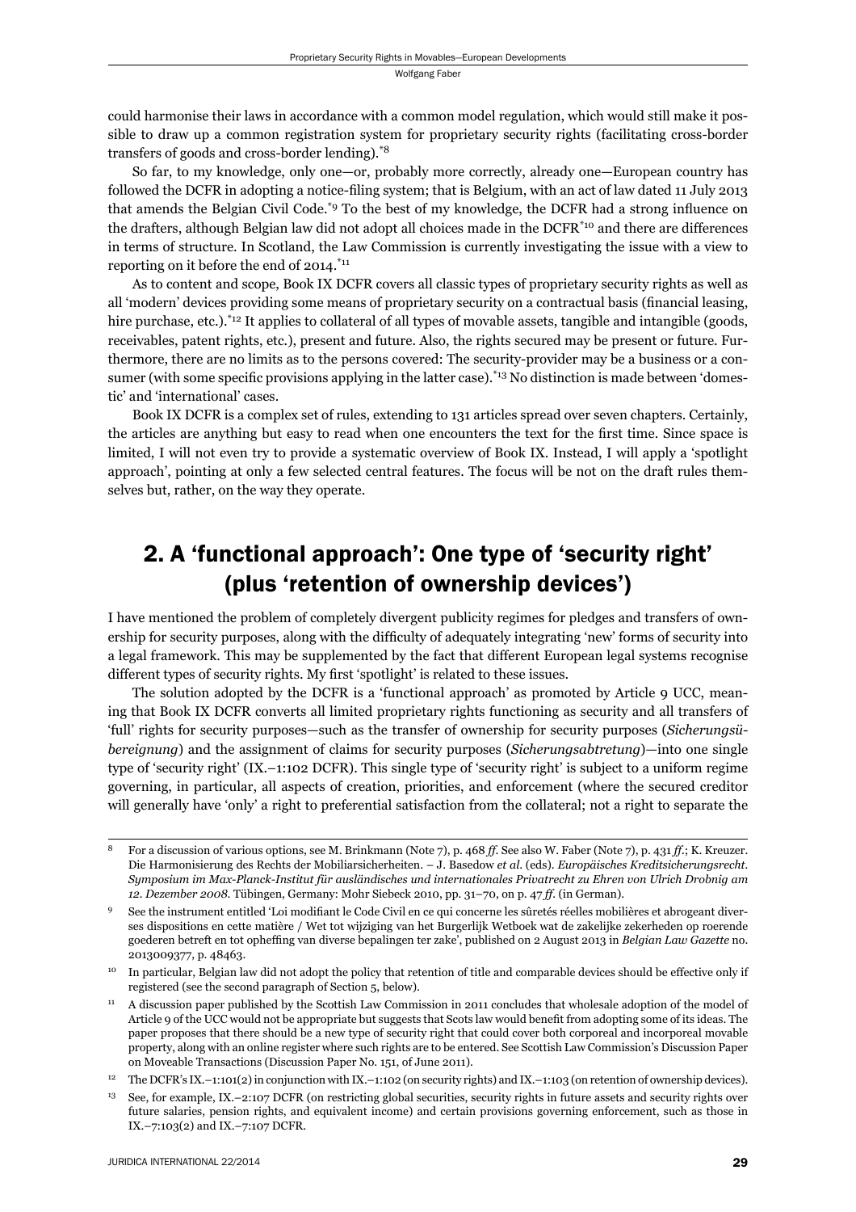could harmonise their laws in accordance with a common model regulation, which would still make it possible to draw up a common registration system for proprietary security rights (facilitating cross-border transfers of goods and cross-border lending).[*8]

So far, to my knowledge, only one—or, probably more correctly, already one—European country has followed the DCFR in adopting a notice-filing system; that is Belgium, with an act of law dated 11 July 2013 that amends the Belgian Civil Code.[*9] To the best of my knowledge, the DCFR had a strong influence on the drafters, although Belgian law did not adopt all choices made in the DCFR[*10] and there are differences in terms of structure. In Scotland, the Law Commission is currently investigating the issue with a view to reporting on it before the end of 2014.[*11]

As to content and scope, Book IX DCFR covers all classic types of proprietary security rights as well as all 'modern' devices providing some means of proprietary security on a contractual basis (financial leasing, hire purchase, etc.).[*12] It applies to collateral of all types of movable assets, tangible and intangible (goods, receivables, patent rights, etc.), present and future. Also, the rights secured may be present or future. Furthermore, there are no limits as to the persons covered: The security-provider may be a business or a consumer (with some specific provisions applying in the latter case).[*13] No distinction is made between 'domestic' and 'international' cases.

Book IX DCFR is a complex set of rules, extending to 131 articles spread over seven chapters. Certainly, the articles are anything but easy to read when one encounters the text for the first time. Since space is limited, I will not even try to provide a systematic overview of Book IX. Instead, I will apply a 'spotlight approach', pointing at only a few selected central features. The focus will be not on the draft rules themselves but, rather, on the way they operate.

## 2. A 'functional approach': One type of 'security right' (plus 'retention of ownership devices')

I have mentioned the problem of completely divergent publicity regimes for pledges and transfers of ownership for security purposes, along with the difficulty of adequately integrating 'new' forms of security into a legal framework. This may be supplemented by the fact that different European legal systems recognise different types of security rights. My first 'spotlight' is related to these issues.

The solution adopted by the DCFR is a 'functional approach' as promoted by Article 9 UCC, meaning that Book IX DCFR converts all limited proprietary rights functioning as security and all transfers of 'full' rights for security purposes—such as the transfer of ownership for security purposes (*Sicherungsübereignung*) and the assignment of claims for security purposes (*Sicherungsabtretung*)—into one single type of 'security right' (IX.–1:102 DCFR). This single type of 'security right' is subject to a uniform regime governing, in particular, all aspects of creation, priorities, and enforcement (where the secured creditor will generally have 'only' a right to preferential satisfaction from the collateral; not a right to separate the

---

8 For a discussion of various options, see M. Brinkmann (Note 7), p. 468 *ff*. See also W. Faber (Note 7), p. 431 *ff*.; K. Kreuzer. Die Harmonisierung des Rechts der Mobiliarsicherheiten. – J. Basedow *et al*. (eds). *Europäisches Kreditsicherungsrecht. Symposium im Max-Planck-Institut für ausländisches und internationales Privatrecht zu Ehren von Ulrich Drobnig am 12. Dezember 2008*. Tübingen, Germany: Mohr Siebeck 2010, pp. 31–70, on p. 47 *ff*. (in German).

9 See the instrument entitled 'Loi modifiant le Code Civil en ce qui concerne les sûretés réelles mobilières et abrogeant diverses dispositions en cette matière / Wet tot wijziging van het Burgerlijk Wetboek wat de zakelijke zekerheden op roerende goederen betreft en tot opheffing van diverse bepalingen ter zake', published on 2 August 2013 in *Belgian Law Gazette* no. 2013009377, p. 48463.

10 In particular, Belgian law did not adopt the policy that retention of title and comparable devices should be effective only if registered (see the second paragraph of Section 5, below).

11 A discussion paper published by the Scottish Law Commission in 2011 concludes that wholesale adoption of the model of Article 9 of the UCC would not be appropriate but suggests that Scots law would benefit from adopting some of its ideas. The paper proposes that there should be a new type of security right that could cover both corporeal and incorporeal movable property, along with an online register where such rights are to be entered. See Scottish Law Commission's Discussion Paper on Moveable Transactions (Discussion Paper No. 151, of June 2011).

12 The DCFR's IX.–1:101(2) in conjunction with IX.–1:102 (on security rights) and IX.–1:103 (on retention of ownership devices).

13 See, for example, IX.–2:107 DCFR (on restricting global securities, security rights in future assets and security rights over future salaries, pension rights, and equivalent income) and certain provisions governing enforcement, such as those in IX.–7:103(2) and IX.–7:107 DCFR.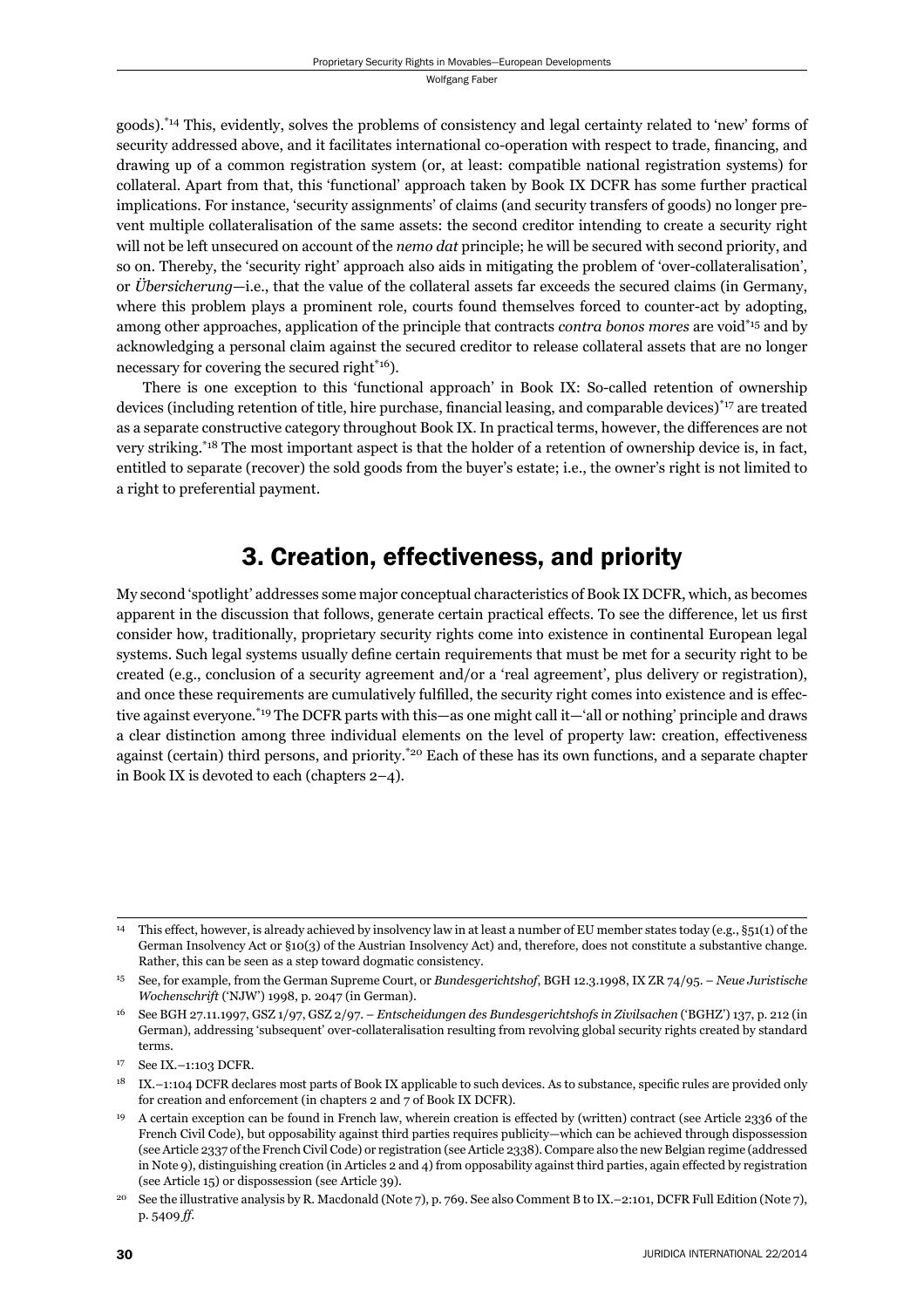goods).[14] This, evidently, solves the problems of consistency and legal certainty related to 'new' forms of security addressed above, and it facilitates international co-operation with respect to trade, financing, and drawing up of a common registration system (or, at least: compatible national registration systems) for collateral. Apart from that, this 'functional' approach taken by Book IX DCFR has some further practical implications. For instance, 'security assignments' of claims (and security transfers of goods) no longer prevent multiple collateralisation of the same assets: the second creditor intending to create a security right will not be left unsecured on account of the *nemo dat* principle; he will be secured with second priority, and so on. Thereby, the 'security right' approach also aids in mitigating the problem of 'over-collateralisation', or *Übersicherung*—i.e., that the value of the collateral assets far exceeds the secured claims (in Germany, where this problem plays a prominent role, courts found themselves forced to counter-act by adopting, among other approaches, application of the principle that contracts *contra bonos mores* are void[15] and by acknowledging a personal claim against the secured creditor to release collateral assets that are no longer necessary for covering the secured right[16]).

There is one exception to this 'functional approach' in Book IX: So-called retention of ownership devices (including retention of title, hire purchase, financial leasing, and comparable devices)[17] are treated as a separate constructive category throughout Book IX. In practical terms, however, the differences are not very striking.[18] The most important aspect is that the holder of a retention of ownership device is, in fact, entitled to separate (recover) the sold goods from the buyer's estate; i.e., the owner's right is not limited to a right to preferential payment.

## 3. Creation, effectiveness, and priority

My second 'spotlight' addresses some major conceptual characteristics of Book IX DCFR, which, as becomes apparent in the discussion that follows, generate certain practical effects. To see the difference, let us first consider how, traditionally, proprietary security rights come into existence in continental European legal systems. Such legal systems usually define certain requirements that must be met for a security right to be created (e.g., conclusion of a security agreement and/or a 'real agreement', plus delivery or registration), and once these requirements are cumulatively fulfilled, the security right comes into existence and is effective against everyone.[19] The DCFR parts with this—as one might call it—'all or nothing' principle and draws a clear distinction among three individual elements on the level of property law: creation, effectiveness against (certain) third persons, and priority.[20] Each of these has its own functions, and a separate chapter in Book IX is devoted to each (chapters 2–4).

---

[14] This effect, however, is already achieved by insolvency law in at least a number of EU member states today (e.g., §51(1) of the German Insolvency Act or §10(3) of the Austrian Insolvency Act) and, therefore, does not constitute a substantive change. Rather, this can be seen as a step toward dogmatic consistency.

[15] See, for example, from the German Supreme Court, or *Bundesgerichtshof*, BGH 12.3.1998, IX ZR 74/95. – *Neue Juristische Wochenschrift* ('NJW') 1998, p. 2047 (in German).

[16] See BGH 27.11.1997, GSZ 1/97, GSZ 2/97. – *Entscheidungen des Bundesgerichtshofs in Zivilsachen* ('BGHZ') 137, p. 212 (in German), addressing 'subsequent' over-collateralisation resulting from revolving global security rights created by standard terms.

[17] See IX.–1:103 DCFR.

[18] IX.–1:104 DCFR declares most parts of Book IX applicable to such devices. As to substance, specific rules are provided only for creation and enforcement (in chapters 2 and 7 of Book IX DCFR).

[19] A certain exception can be found in French law, wherein creation is effected by (written) contract (see Article 2336 of the French Civil Code), but opposability against third parties requires publicity—which can be achieved through dispossession (see Article 2337 of the French Civil Code) or registration (see Article 2338). Compare also the new Belgian regime (addressed in Note 9), distinguishing creation (in Articles 2 and 4) from opposability against third parties, again effected by registration (see Article 15) or dispossession (see Article 39).

[20] See the illustrative analysis by R. Macdonald (Note 7), p. 769. See also Comment B to IX.–2:101, DCFR Full Edition (Note 7), p. 5409 *ff*.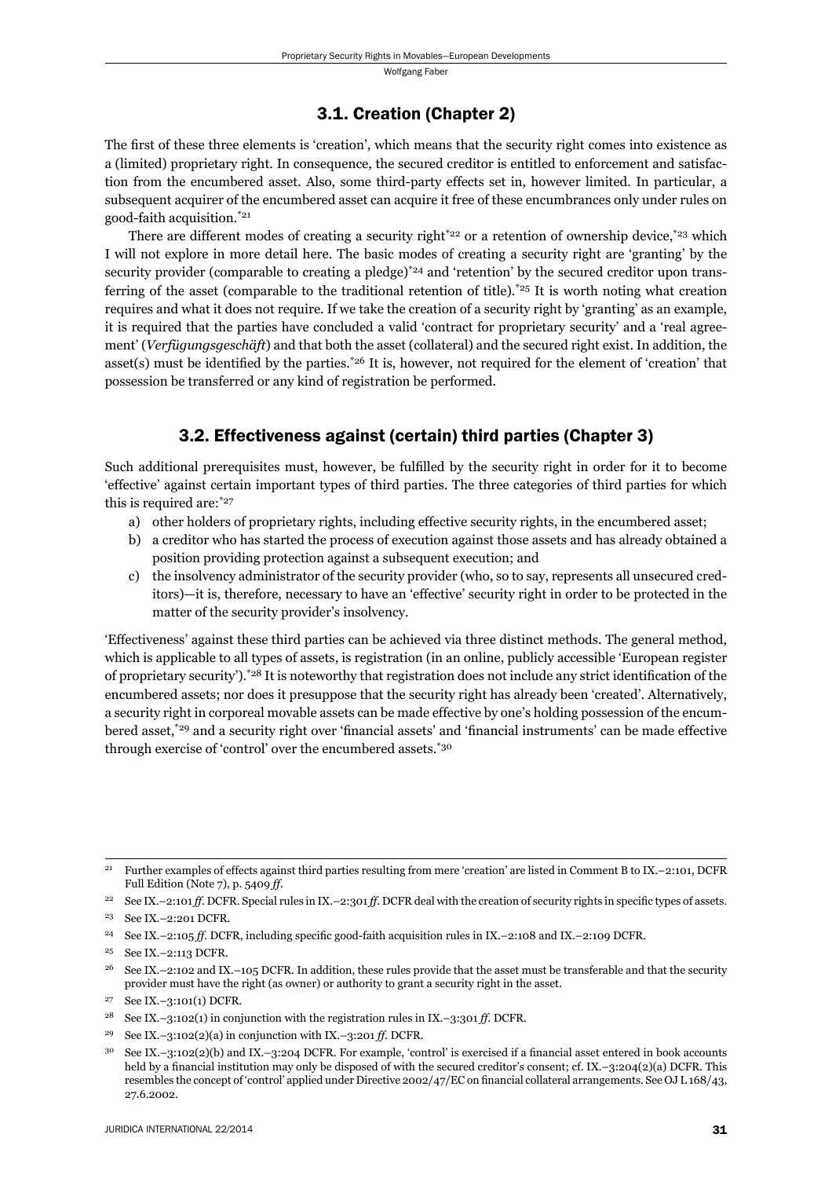### 3.1. Creation (Chapter 2)

The first of these three elements is 'creation', which means that the security right comes into existence as a (limited) proprietary right. In consequence, the secured creditor is entitled to enforcement and satisfaction from the encumbered asset. Also, some third-party effects set in, however limited. In particular, a subsequent acquirer of the encumbered asset can acquire it free of these encumbrances only under rules on good-faith acquisition.[*21]

There are different modes of creating a security right[*22] or a retention of ownership device,[*23] which I will not explore in more detail here. The basic modes of creating a security right are 'granting' by the security provider (comparable to creating a pledge)[*24] and 'retention' by the secured creditor upon transferring of the asset (comparable to the traditional retention of title).[*25] It is worth noting what creation requires and what it does not require. If we take the creation of a security right by 'granting' as an example, it is required that the parties have concluded a valid 'contract for proprietary security' and a 'real agreement' (*Verfügungsgeschäft*) and that both the asset (collateral) and the secured right exist. In addition, the asset(s) must be identified by the parties.[*26] It is, however, not required for the element of 'creation' that possession be transferred or any kind of registration be performed.

### 3.2. Effectiveness against (certain) third parties (Chapter 3)

Such additional prerequisites must, however, be fulfilled by the security right in order for it to become 'effective' against certain important types of third parties. The three categories of third parties for which this is required are:[*27]

a) other holders of proprietary rights, including effective security rights, in the encumbered asset;
b) a creditor who has started the process of execution against those assets and has already obtained a position providing protection against a subsequent execution; and
c) the insolvency administrator of the security provider (who, so to say, represents all unsecured creditors)—it is, therefore, necessary to have an 'effective' security right in order to be protected in the matter of the security provider's insolvency.

'Effectiveness' against these third parties can be achieved via three distinct methods. The general method, which is applicable to all types of assets, is registration (in an online, publicly accessible 'European register of proprietary security').[*28] It is noteworthy that registration does not include any strict identification of the encumbered assets; nor does it presuppose that the security right has already been 'created'. Alternatively, a security right in corporeal movable assets can be made effective by one's holding possession of the encumbered asset,[*29] and a security right over 'financial assets' and 'financial instruments' can be made effective through exercise of 'control' over the encumbered assets.[*30]

---

[21] Further examples of effects against third parties resulting from mere 'creation' are listed in Comment B to IX.–2:101, DCFR Full Edition (Note 7), p. 5409 *ff*.

[22] See IX.–2:101 *ff*. DCFR. Special rules in IX.–2:301 *ff*. DCFR deal with the creation of security rights in specific types of assets.

[23] See IX.–2:201 DCFR.

[24] See IX.–2:105 *ff*. DCFR, including specific good-faith acquisition rules in IX.–2:108 and IX.–2:109 DCFR.

[25] See IX.–2:113 DCFR.

[26] See IX.–2:102 and IX.–105 DCFR. In addition, these rules provide that the asset must be transferable and that the security provider must have the right (as owner) or authority to grant a security right in the asset.

[27] See IX.–3:101(1) DCFR.

[28] See IX.–3:102(1) in conjunction with the registration rules in IX.–3:301 *ff*. DCFR.

[29] See IX.–3:102(2)(a) in conjunction with IX.–3:201 *ff*. DCFR.

[30] See IX.–3:102(2)(b) and IX.–3:204 DCFR. For example, 'control' is exercised if a financial asset entered in book accounts held by a financial institution may only be disposed of with the secured creditor's consent; cf. IX.–3:204(2)(a) DCFR. This resembles the concept of 'control' applied under Directive 2002/47/EC on financial collateral arrangements. See OJ L 168/43, 27.6.2002.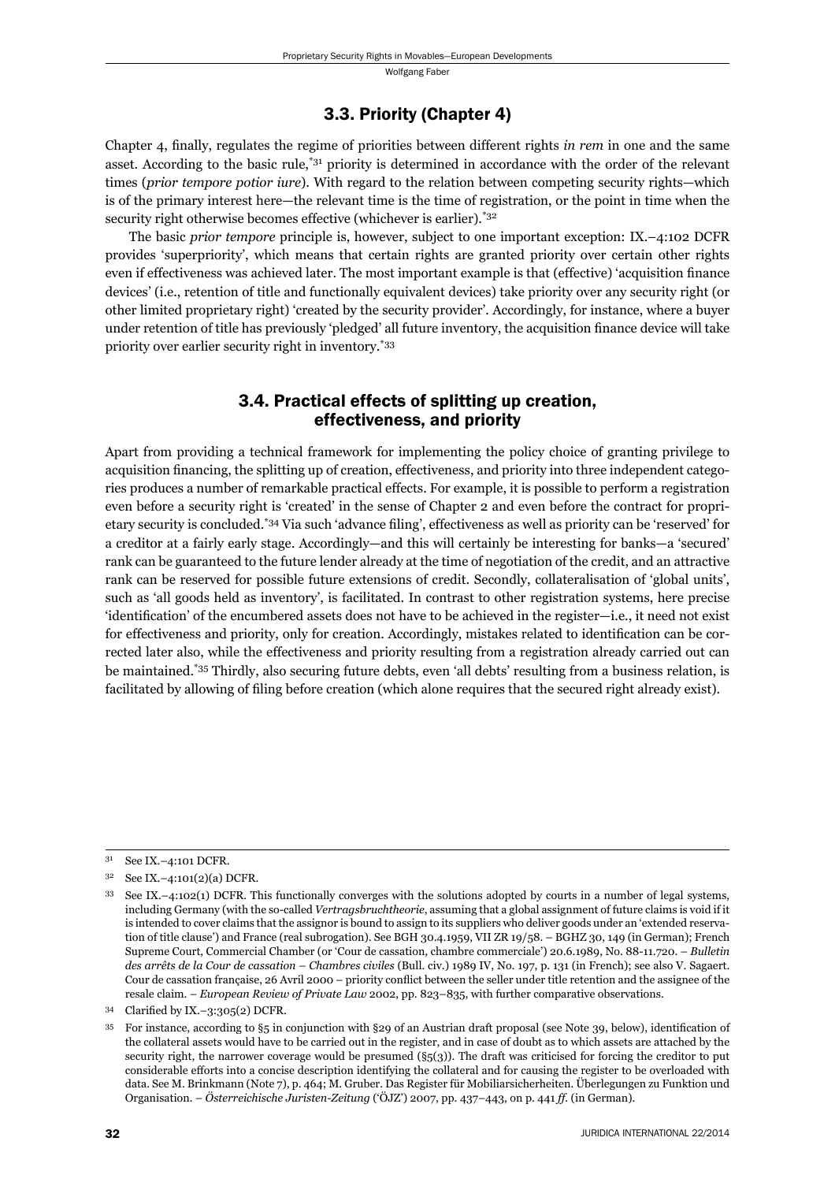## 3.3. Priority (Chapter 4)

Chapter 4, finally, regulates the regime of priorities between different rights *in rem* in one and the same asset. According to the basic rule,[31] priority is determined in accordance with the order of the relevant times (*prior tempore potior iure*). With regard to the relation between competing security rights—which is of the primary interest here—the relevant time is the time of registration, or the point in time when the security right otherwise becomes effective (whichever is earlier).[32]

The basic *prior tempore* principle is, however, subject to one important exception: IX.–4:102 DCFR provides 'superpriority', which means that certain rights are granted priority over certain other rights even if effectiveness was achieved later. The most important example is that (effective) 'acquisition finance devices' (i.e., retention of title and functionally equivalent devices) take priority over any security right (or other limited proprietary right) 'created by the security provider'. Accordingly, for instance, where a buyer under retention of title has previously 'pledged' all future inventory, the acquisition finance device will take priority over earlier security right in inventory.[33]

## 3.4. Practical effects of splitting up creation, effectiveness, and priority

Apart from providing a technical framework for implementing the policy choice of granting privilege to acquisition financing, the splitting up of creation, effectiveness, and priority into three independent categories produces a number of remarkable practical effects. For example, it is possible to perform a registration even before a security right is 'created' in the sense of Chapter 2 and even before the contract for proprietary security is concluded.[34] Via such 'advance filing', effectiveness as well as priority can be 'reserved' for a creditor at a fairly early stage. Accordingly—and this will certainly be interesting for banks—a 'secured' rank can be guaranteed to the future lender already at the time of negotiation of the credit, and an attractive rank can be reserved for possible future extensions of credit. Secondly, collateralisation of 'global units', such as 'all goods held as inventory', is facilitated. In contrast to other registration systems, here precise 'identification' of the encumbered assets does not have to be achieved in the register—i.e., it need not exist for effectiveness and priority, only for creation. Accordingly, mistakes related to identification can be corrected later also, while the effectiveness and priority resulting from a registration already carried out can be maintained.[35] Thirdly, also securing future debts, even 'all debts' resulting from a business relation, is facilitated by allowing of filing before creation (which alone requires that the secured right already exist).

---

[31] See IX.–4:101 DCFR.

[32] See IX.–4:101(2)(a) DCFR.

[33] See IX.–4:102(1) DCFR. This functionally converges with the solutions adopted by courts in a number of legal systems, including Germany (with the so-called *Vertragsbruchtheorie*, assuming that a global assignment of future claims is void if it is intended to cover claims that the assignor is bound to assign to its suppliers who deliver goods under an 'extended reservation of title clause') and France (real subrogation). See BGH 30.4.1959, VII ZR 19/58. – BGHZ 30, 149 (in German); French Supreme Court, Commercial Chamber (or 'Cour de cassation, chambre commerciale') 20.6.1989, No. 88-11.720. – *Bulletin des arrêts de la Cour de cassation – Chambres civiles* (Bull. civ.) 1989 IV, No. 197, p. 131 (in French); see also V. Sagaert. Cour de cassation française, 26 Avril 2000 – priority conflict between the seller under title retention and the assignee of the resale claim. – *European Review of Private Law* 2002, pp. 823–835, with further comparative observations.

[34] Clarified by IX.–3:305(2) DCFR.

[35] For instance, according to §5 in conjunction with §29 of an Austrian draft proposal (see Note 39, below), identification of the collateral assets would have to be carried out in the register, and in case of doubt as to which assets are attached by the security right, the narrower coverage would be presumed (§5(3)). The draft was criticised for forcing the creditor to put considerable efforts into a concise description identifying the collateral and for causing the register to be overloaded with data. See M. Brinkmann (Note 7), p. 464; M. Gruber. Das Register für Mobiliarsicherheiten. Überlegungen zu Funktion und Organisation. – *Österreichische Juristen-Zeitung* ('ÖJZ') 2007, pp. 437–443, on p. 441 *ff.* (in German).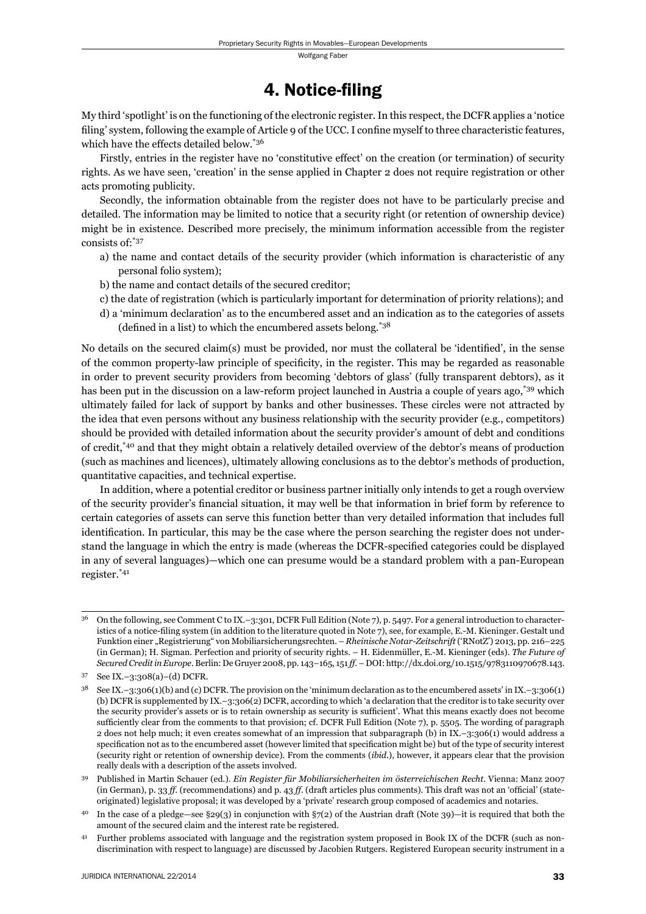## 4. Notice-filing

My third 'spotlight' is on the functioning of the electronic register. In this respect, the DCFR applies a 'notice filing' system, following the example of Article 9 of the UCC. I confine myself to three characteristic features, which have the effects detailed below.[*36]

Firstly, entries in the register have no 'constitutive effect' on the creation (or termination) of security rights. As we have seen, 'creation' in the sense applied in Chapter 2 does not require registration or other acts promoting publicity.

Secondly, the information obtainable from the register does not have to be particularly precise and detailed. The information may be limited to notice that a security right (or retention of ownership device) might be in existence. Described more precisely, the minimum information accessible from the register consists of:[*37]

a) the name and contact details of the security provider (which information is characteristic of any personal folio system);

b) the name and contact details of the secured creditor;

c) the date of registration (which is particularly important for determination of priority relations); and

d) a 'minimum declaration' as to the encumbered asset and an indication as to the categories of assets (defined in a list) to which the encumbered assets belong.[*38]

No details on the secured claim(s) must be provided, nor must the collateral be 'identified', in the sense of the common property-law principle of specificity, in the register. This may be regarded as reasonable in order to prevent security providers from becoming 'debtors of glass' (fully transparent debtors), as it has been put in the discussion on a law-reform project launched in Austria a couple of years ago,[*39] which ultimately failed for lack of support by banks and other businesses. These circles were not attracted by the idea that even persons without any business relationship with the security provider (e.g., competitors) should be provided with detailed information about the security provider's amount of debt and conditions of credit,[*40] and that they might obtain a relatively detailed overview of the debtor's means of production (such as machines and licences), ultimately allowing conclusions as to the debtor's methods of production, quantitative capacities, and technical expertise.

In addition, where a potential creditor or business partner initially only intends to get a rough overview of the security provider's financial situation, it may well be that information in brief form by reference to certain categories of assets can serve this function better than very detailed information that includes full identification. In particular, this may be the case where the person searching the register does not understand the language in which the entry is made (whereas the DCFR-specified categories could be displayed in any of several languages)—which one can presume would be a standard problem with a pan-European register.[*41]

---

[36] On the following, see Comment C to IX.–3:301, DCFR Full Edition (Note 7), p. 5497. For a general introduction to characteristics of a notice-filing system (in addition to the literature quoted in Note 7), see, for example, E.-M. Kieninger. Gestalt und Funktion einer „Registrierung" von Mobiliarsicherungsrechten. – *Rheinische Notar-Zeitschrift* ('RNotZ') 2013, pp. 216–225 (in German); H. Sigman. Perfection and priority of security rights. – H. Eidenmüller, E.-M. Kieninger (eds). *The Future of Secured Credit in Europe*. Berlin: De Gruyer 2008, pp. 143–165, 151 *ff*. – DOI: http://dx.doi.org/10.1515/9783110970678.143.

[37] See IX.–3:308(a)–(d) DCFR.

[38] See IX.–3:306(1)(b) and (c) DCFR. The provision on the 'minimum declaration as to the encumbered assets' in IX.–3:306(1)(b) DCFR is supplemented by IX.–3:306(2) DCFR, according to which 'a declaration that the creditor is to take security over the security provider's assets or is to retain ownership as security is sufficient'. What this means exactly does not become sufficiently clear from the comments to that provision; cf. DCFR Full Edition (Note 7), p. 5505. The wording of paragraph 2 does not help much; it even creates somewhat of an impression that subparagraph (b) in IX.–3:306(1) would address a specification not as to the encumbered asset (however limited that specification might be) but of the type of security interest (security right or retention of ownership device). From the comments (*ibid*.), however, it appears clear that the provision really deals with a description of the assets involved.

[39] Published in Martin Schauer (ed.). *Ein Register für Mobiliarsicherheiten im österreichischen Recht*. Vienna: Manz 2007 (in German), p. 33 *ff*. (recommendations) and p. 43 *ff*. (draft articles plus comments). This draft was not an 'official' (state-originated) legislative proposal; it was developed by a 'private' research group composed of academics and notaries.

[40] In the case of a pledge—see §29(3) in conjunction with §7(2) of the Austrian draft (Note 39)—it is required that both the amount of the secured claim and the interest rate be registered.

[41] Further problems associated with language and the registration system proposed in Book IX of the DCFR (such as non-discrimination with respect to language) are discussed by Jacobien Rutgers. Registered European security instrument in a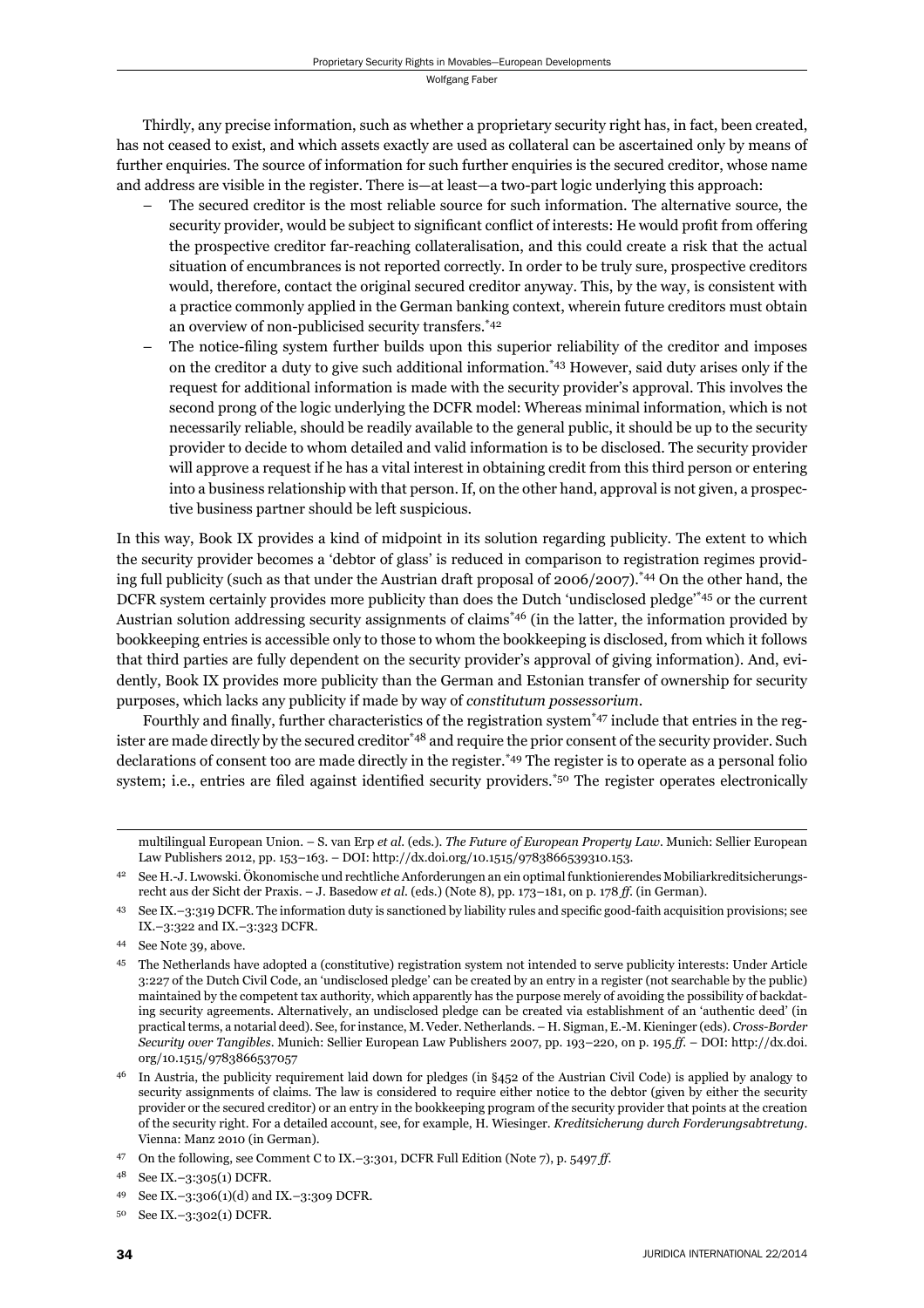Thirdly, any precise information, such as whether a proprietary security right has, in fact, been created, has not ceased to exist, and which assets exactly are used as collateral can be ascertained only by means of further enquiries. The source of information for such further enquiries is the secured creditor, whose name and address are visible in the register. There is—at least—a two-part logic underlying this approach:

- The secured creditor is the most reliable source for such information. The alternative source, the security provider, would be subject to significant conflict of interests: He would profit from offering the prospective creditor far-reaching collateralisation, and this could create a risk that the actual situation of encumbrances is not reported correctly. In order to be truly sure, prospective creditors would, therefore, contact the original secured creditor anyway. This, by the way, is consistent with a practice commonly applied in the German banking context, wherein future creditors must obtain an overview of non-publicised security transfers.*[42]
- The notice-filing system further builds upon this superior reliability of the creditor and imposes on the creditor a duty to give such additional information.*[43] However, said duty arises only if the request for additional information is made with the security provider's approval. This involves the second prong of the logic underlying the DCFR model: Whereas minimal information, which is not necessarily reliable, should be readily available to the general public, it should be up to the security provider to decide to whom detailed and valid information is to be disclosed. The security provider will approve a request if he has a vital interest in obtaining credit from this third person or entering into a business relationship with that person. If, on the other hand, approval is not given, a prospective business partner should be left suspicious.

In this way, Book IX provides a kind of midpoint in its solution regarding publicity. The extent to which the security provider becomes a 'debtor of glass' is reduced in comparison to registration regimes providing full publicity (such as that under the Austrian draft proposal of 2006/2007).*[44] On the other hand, the DCFR system certainly provides more publicity than does the Dutch 'undisclosed pledge'*[45] or the current Austrian solution addressing security assignments of claims*[46] (in the latter, the information provided by bookkeeping entries is accessible only to those to whom the bookkeeping is disclosed, from which it follows that third parties are fully dependent on the security provider's approval of giving information). And, evidently, Book IX provides more publicity than the German and Estonian transfer of ownership for security purposes, which lacks any publicity if made by way of *constitutum possessorium*.

Fourthly and finally, further characteristics of the registration system*[47] include that entries in the register are made directly by the secured creditor*[48] and require the prior consent of the security provider. Such declarations of consent too are made directly in the register.*[49] The register is to operate as a personal folio system; i.e., entries are filed against identified security providers.*[50] The register operates electronically

---

multilingual European Union. – S. van Erp *et al.* (eds.). *The Future of European Property Law*. Munich: Sellier European Law Publishers 2012, pp. 153–163. – DOI: http://dx.doi.org/10.1515/9783866539310.153.

[42] See H.-J. Lwowski. Ökonomische und rechtliche Anforderungen an ein optimal funktionierendes Mobiliarkreditsicherungsrecht aus der Sicht der Praxis. – J. Basedow *et al.* (eds.) (Note 8), pp. 173–181, on p. 178 *ff.* (in German).

[43] See IX.–3:319 DCFR. The information duty is sanctioned by liability rules and specific good-faith acquisition provisions; see IX.–3:322 and IX.–3:323 DCFR.

[44] See Note 39, above.

[45] The Netherlands have adopted a (constitutive) registration system not intended to serve publicity interests: Under Article 3:227 of the Dutch Civil Code, an 'undisclosed pledge' can be created by an entry in a register (not searchable by the public) maintained by the competent tax authority, which apparently has the purpose merely of avoiding the possibility of backdating security agreements. Alternatively, an undisclosed pledge can be created via establishment of an 'authentic deed' (in practical terms, a notarial deed). See, for instance, M. Veder. Netherlands. – H. Sigman, E.-M. Kieninger (eds). *Cross-Border Security over Tangibles*. Munich: Sellier European Law Publishers 2007, pp. 193–220, on p. 195 *ff.* – DOI: http://dx.doi.org/10.1515/9783866537057

[46] In Austria, the publicity requirement laid down for pledges (in §452 of the Austrian Civil Code) is applied by analogy to security assignments of claims. The law is considered to require either notice to the debtor (given by either the security provider or the secured creditor) or an entry in the bookkeeping program of the security provider that points at the creation of the security right. For a detailed account, see, for example, H. Wiesinger. *Kreditsicherung durch Forderungsabtretung*. Vienna: Manz 2010 (in German).

[47] On the following, see Comment C to IX.–3:301, DCFR Full Edition (Note 7), p. 5497 *ff.*

[48] See IX.–3:305(1) DCFR.

[49] See IX.–3:306(1)(d) and IX.–3:309 DCFR.

[50] See IX.–3:302(1) DCFR.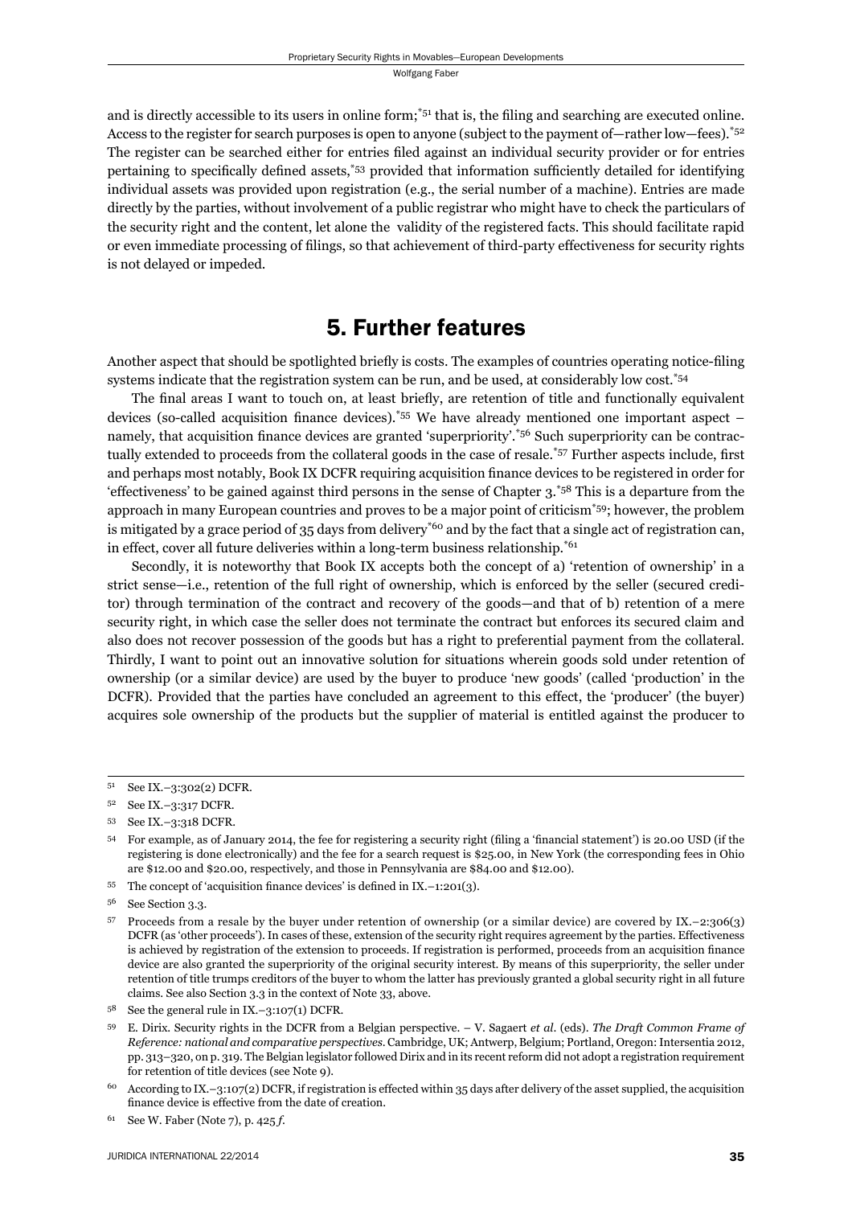and is directly accessible to its users in online form;[51] that is, the filing and searching are executed online. Access to the register for search purposes is open to anyone (subject to the payment of—rather low—fees).[52] The register can be searched either for entries filed against an individual security provider or for entries pertaining to specifically defined assets,[53] provided that information sufficiently detailed for identifying individual assets was provided upon registration (e.g., the serial number of a machine). Entries are made directly by the parties, without involvement of a public registrar who might have to check the particulars of the security right and the content, let alone the validity of the registered facts. This should facilitate rapid or even immediate processing of filings, so that achievement of third-party effectiveness for security rights is not delayed or impeded.

## 5. Further features

Another aspect that should be spotlighted briefly is costs. The examples of countries operating notice-filing systems indicate that the registration system can be run, and be used, at considerably low cost.[54]

The final areas I want to touch on, at least briefly, are retention of title and functionally equivalent devices (so-called acquisition finance devices).[55] We have already mentioned one important aspect – namely, that acquisition finance devices are granted 'superpriority'.[56] Such superpriority can be contractually extended to proceeds from the collateral goods in the case of resale.[57] Further aspects include, first and perhaps most notably, Book IX DCFR requiring acquisition finance devices to be registered in order for 'effectiveness' to be gained against third persons in the sense of Chapter 3.[58] This is a departure from the approach in many European countries and proves to be a major point of criticism[59]; however, the problem is mitigated by a grace period of 35 days from delivery[60] and by the fact that a single act of registration can, in effect, cover all future deliveries within a long-term business relationship.[61]

Secondly, it is noteworthy that Book IX accepts both the concept of a) 'retention of ownership' in a strict sense—i.e., retention of the full right of ownership, which is enforced by the seller (secured creditor) through termination of the contract and recovery of the goods—and that of b) retention of a mere security right, in which case the seller does not terminate the contract but enforces its secured claim and also does not recover possession of the goods but has a right to preferential payment from the collateral. Thirdly, I want to point out an innovative solution for situations wherein goods sold under retention of ownership (or a similar device) are used by the buyer to produce 'new goods' (called 'production' in the DCFR). Provided that the parties have concluded an agreement to this effect, the 'producer' (the buyer) acquires sole ownership of the products but the supplier of material is entitled against the producer to

---

51 See IX.–3:302(2) DCFR.

52 See IX.–3:317 DCFR.

53 See IX.–3:318 DCFR.

54 For example, as of January 2014, the fee for registering a security right (filing a 'financial statement') is 20.00 USD (if the registering is done electronically) and the fee for a search request is $25.00, in New York (the corresponding fees in Ohio are $12.00 and $20.00, respectively, and those in Pennsylvania are $84.00 and $12.00).

55 The concept of 'acquisition finance devices' is defined in IX.–1:201(3).

56 See Section 3.3.

57 Proceeds from a resale by the buyer under retention of ownership (or a similar device) are covered by IX.–2:306(3) DCFR (as 'other proceeds'). In cases of these, extension of the security right requires agreement by the parties. Effectiveness is achieved by registration of the extension to proceeds. If registration is performed, proceeds from an acquisition finance device are also granted the superpriority of the original security interest. By means of this superpriority, the seller under retention of title trumps creditors of the buyer to whom the latter has previously granted a global security right in all future claims. See also Section 3.3 in the context of Note 33, above.

58 See the general rule in IX.–3:107(1) DCFR.

59 E. Dirix. Security rights in the DCFR from a Belgian perspective. – V. Sagaert *et al.* (eds). *The Draft Common Frame of Reference: national and comparative perspectives*. Cambridge, UK; Antwerp, Belgium; Portland, Oregon: Intersentia 2012, pp. 313–320, on p. 319. The Belgian legislator followed Dirix and in its recent reform did not adopt a registration requirement for retention of title devices (see Note 9).

60 According to IX.–3:107(2) DCFR, if registration is effected within 35 days after delivery of the asset supplied, the acquisition finance device is effective from the date of creation.

61 See W. Faber (Note 7), p. 425 *f*.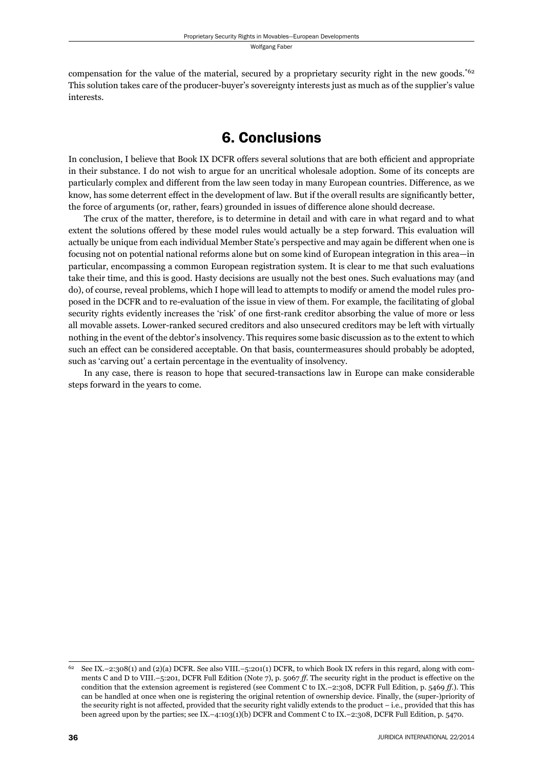compensation for the value of the material, secured by a proprietary security right in the new goods.[*62] This solution takes care of the producer-buyer's sovereignty interests just as much as of the supplier's value interests.

## 6. Conclusions

In conclusion, I believe that Book IX DCFR offers several solutions that are both efficient and appropriate in their substance. I do not wish to argue for an uncritical wholesale adoption. Some of its concepts are particularly complex and different from the law seen today in many European countries. Difference, as we know, has some deterrent effect in the development of law. But if the overall results are significantly better, the force of arguments (or, rather, fears) grounded in issues of difference alone should decrease.

The crux of the matter, therefore, is to determine in detail and with care in what regard and to what extent the solutions offered by these model rules would actually be a step forward. This evaluation will actually be unique from each individual Member State's perspective and may again be different when one is focusing not on potential national reforms alone but on some kind of European integration in this area—in particular, encompassing a common European registration system. It is clear to me that such evaluations take their time, and this is good. Hasty decisions are usually not the best ones. Such evaluations may (and do), of course, reveal problems, which I hope will lead to attempts to modify or amend the model rules proposed in the DCFR and to re-evaluation of the issue in view of them. For example, the facilitating of global security rights evidently increases the 'risk' of one first-rank creditor absorbing the value of more or less all movable assets. Lower-ranked secured creditors and also unsecured creditors may be left with virtually nothing in the event of the debtor's insolvency. This requires some basic discussion as to the extent to which such an effect can be considered acceptable. On that basis, countermeasures should probably be adopted, such as 'carving out' a certain percentage in the eventuality of insolvency.

In any case, there is reason to hope that secured-transactions law in Europe can make considerable steps forward in the years to come.

---

[62] See IX.–2:308(1) and (2)(a) DCFR. See also VIII.–5:201(1) DCFR, to which Book IX refers in this regard, along with comments C and D to VIII.–5:201, DCFR Full Edition (Note 7), p. 5067 *ff*. The security right in the product is effective on the condition that the extension agreement is registered (see Comment C to IX.–2:308, DCFR Full Edition, p. 5469 *ff*.). This can be handled at once when one is registering the original retention of ownership device. Finally, the (super-)priority of the security right is not affected, provided that the security right validly extends to the product – i.e., provided that this has been agreed upon by the parties; see IX.–4:103(1)(b) DCFR and Comment C to IX.–2:308, DCFR Full Edition, p. 5470.